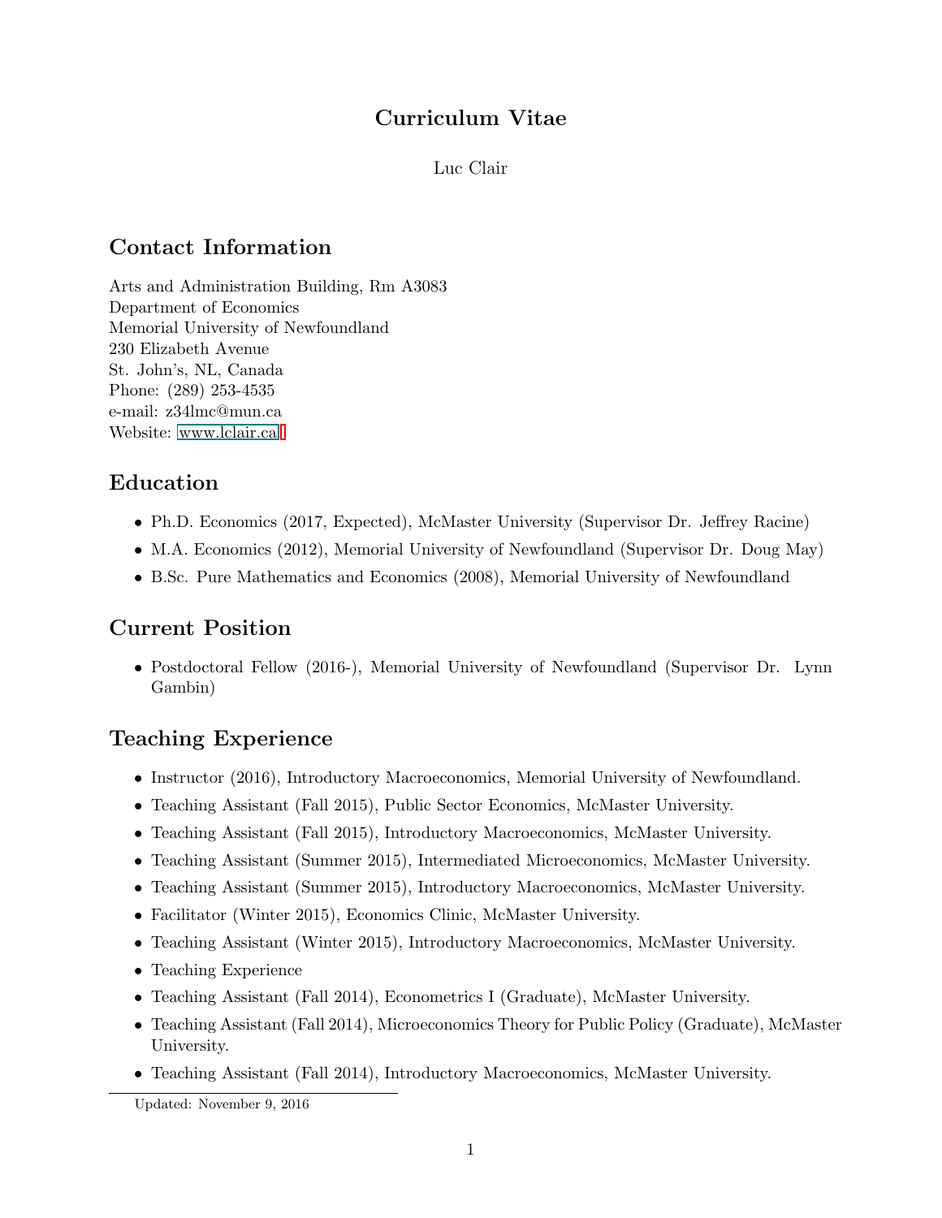# Curriculum Vitae

Luc Clair

## Contact Information

Arts and Administration Building, Rm A3083
Department of Economics
Memorial University of Newfoundland
230 Elizabeth Avenue
St. John's, NL, Canada
Phone: (289) 253-4535
e-mail: z34lmc@mun.ca
Website: www.lclair.ca

## Education

- Ph.D. Economics (2017, Expected), McMaster University (Supervisor Dr. Jeffrey Racine)
- M.A. Economics (2012), Memorial University of Newfoundland (Supervisor Dr. Doug May)
- B.Sc. Pure Mathematics and Economics (2008), Memorial University of Newfoundland

## Current Position

- Postdoctoral Fellow (2016-), Memorial University of Newfoundland (Supervisor Dr. Lynn Gambin)

## Teaching Experience

- Instructor (2016), Introductory Macroeconomics, Memorial University of Newfoundland.
- Teaching Assistant (Fall 2015), Public Sector Economics, McMaster University.
- Teaching Assistant (Fall 2015), Introductory Macroeconomics, McMaster University.
- Teaching Assistant (Summer 2015), Intermediated Microeconomics, McMaster University.
- Teaching Assistant (Summer 2015), Introductory Macroeconomics, McMaster University.
- Facilitator (Winter 2015), Economics Clinic, McMaster University.
- Teaching Assistant (Winter 2015), Introductory Macroeconomics, McMaster University.
- Teaching Experience
- Teaching Assistant (Fall 2014), Econometrics I (Graduate), McMaster University.
- Teaching Assistant (Fall 2014), Microeconomics Theory for Public Policy (Graduate), McMaster University.
- Teaching Assistant (Fall 2014), Introductory Macroeconomics, McMaster University.

Updated: November 9, 2016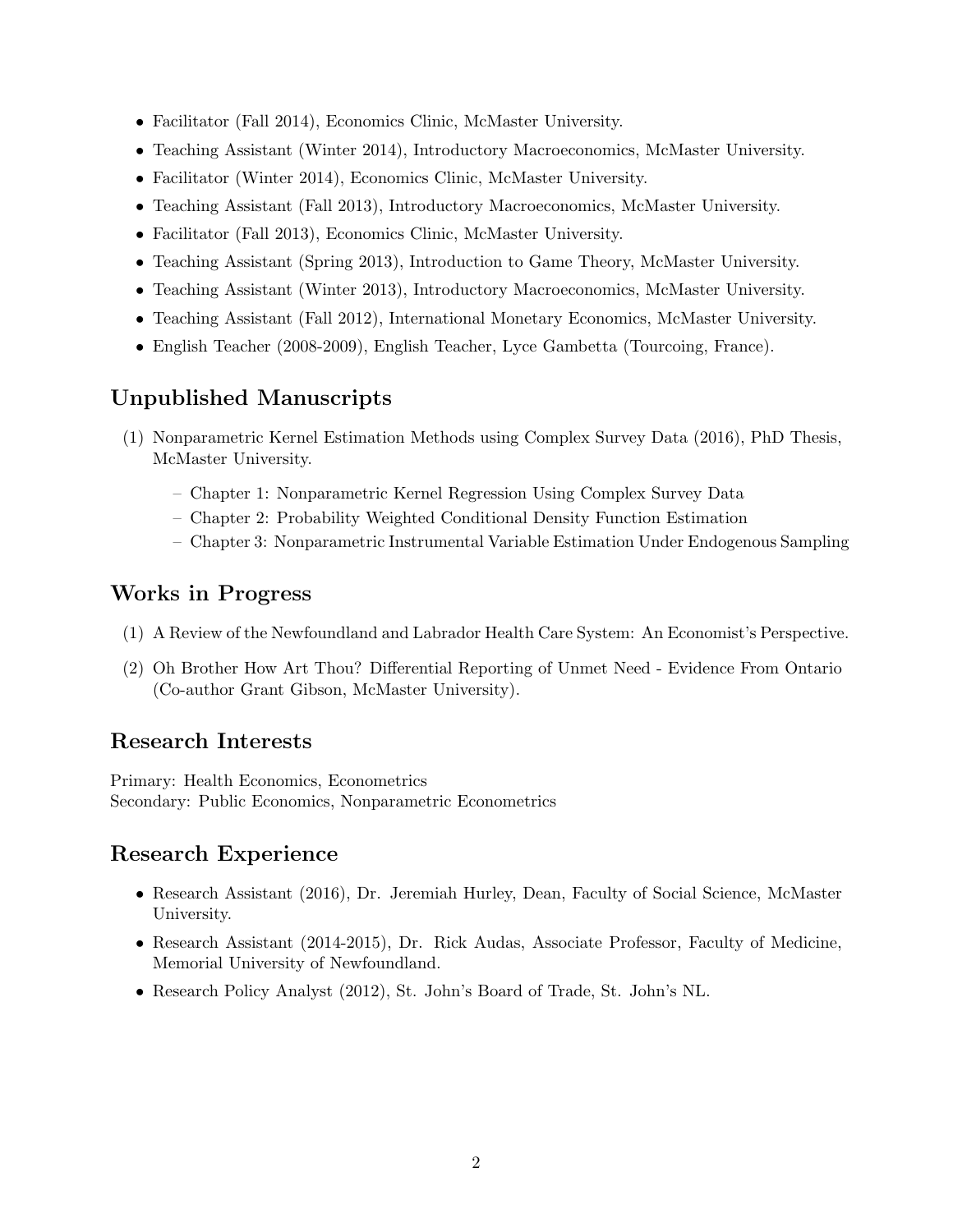- Facilitator (Fall 2014), Economics Clinic, McMaster University.
- Teaching Assistant (Winter 2014), Introductory Macroeconomics, McMaster University.
- Facilitator (Winter 2014), Economics Clinic, McMaster University.
- Teaching Assistant (Fall 2013), Introductory Macroeconomics, McMaster University.
- Facilitator (Fall 2013), Economics Clinic, McMaster University.
- Teaching Assistant (Spring 2013), Introduction to Game Theory, McMaster University.
- Teaching Assistant (Winter 2013), Introductory Macroeconomics, McMaster University.
- Teaching Assistant (Fall 2012), International Monetary Economics, McMaster University.
- English Teacher (2008-2009), English Teacher, Lyce Gambetta (Tourcoing, France).

## Unpublished Manuscripts

(1) Nonparametric Kernel Estimation Methods using Complex Survey Data (2016), PhD Thesis, McMaster University.
   - Chapter 1: Nonparametric Kernel Regression Using Complex Survey Data
   - Chapter 2: Probability Weighted Conditional Density Function Estimation
   - Chapter 3: Nonparametric Instrumental Variable Estimation Under Endogenous Sampling

## Works in Progress

(1) A Review of the Newfoundland and Labrador Health Care System: An Economist's Perspective.

(2) Oh Brother How Art Thou? Differential Reporting of Unmet Need - Evidence From Ontario (Co-author Grant Gibson, McMaster University).

## Research Interests

Primary: Health Economics, Econometrics
Secondary: Public Economics, Nonparametric Econometrics

## Research Experience

- Research Assistant (2016), Dr. Jeremiah Hurley, Dean, Faculty of Social Science, McMaster University.
- Research Assistant (2014-2015), Dr. Rick Audas, Associate Professor, Faculty of Medicine, Memorial University of Newfoundland.
- Research Policy Analyst (2012), St. John's Board of Trade, St. John's NL.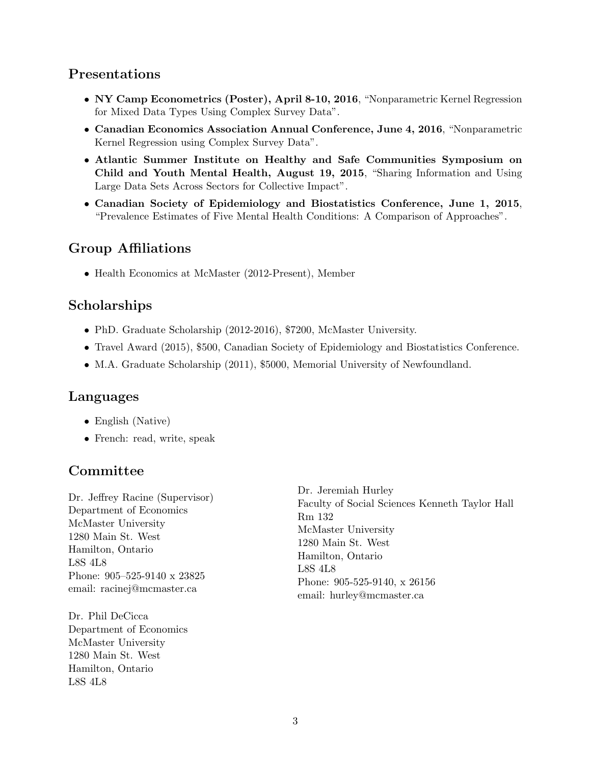## Presentations

- **NY Camp Econometrics (Poster), April 8-10, 2016**, "Nonparametric Kernel Regression for Mixed Data Types Using Complex Survey Data".
- **Canadian Economics Association Annual Conference, June 4, 2016**, "Nonparametric Kernel Regression using Complex Survey Data".
- **Atlantic Summer Institute on Healthy and Safe Communities Symposium on Child and Youth Mental Health, August 19, 2015**, "Sharing Information and Using Large Data Sets Across Sectors for Collective Impact".
- **Canadian Society of Epidemiology and Biostatistics Conference, June 1, 2015**, "Prevalence Estimates of Five Mental Health Conditions: A Comparison of Approaches".

## Group Affiliations

- Health Economics at McMaster (2012-Present), Member

## Scholarships

- PhD. Graduate Scholarship (2012-2016), $7200, McMaster University.
- Travel Award (2015), $500, Canadian Society of Epidemiology and Biostatistics Conference.
- M.A. Graduate Scholarship (2011), $5000, Memorial University of Newfoundland.

## Languages

- English (Native)
- French: read, write, speak

## Committee

Dr. Jeffrey Racine (Supervisor)
Department of Economics
McMaster University
1280 Main St. West
Hamilton, Ontario
L8S 4L8
Phone: 905–525-9140 x 23825
email: racinej@mcmaster.ca

Dr. Phil DeCicca
Department of Economics
McMaster University
1280 Main St. West
Hamilton, Ontario
L8S 4L8

Dr. Jeremiah Hurley
Faculty of Social Sciences Kenneth Taylor Hall Rm 132
McMaster University
1280 Main St. West
Hamilton, Ontario
L8S 4L8
Phone: 905-525-9140, x 26156
email: hurley@mcmaster.ca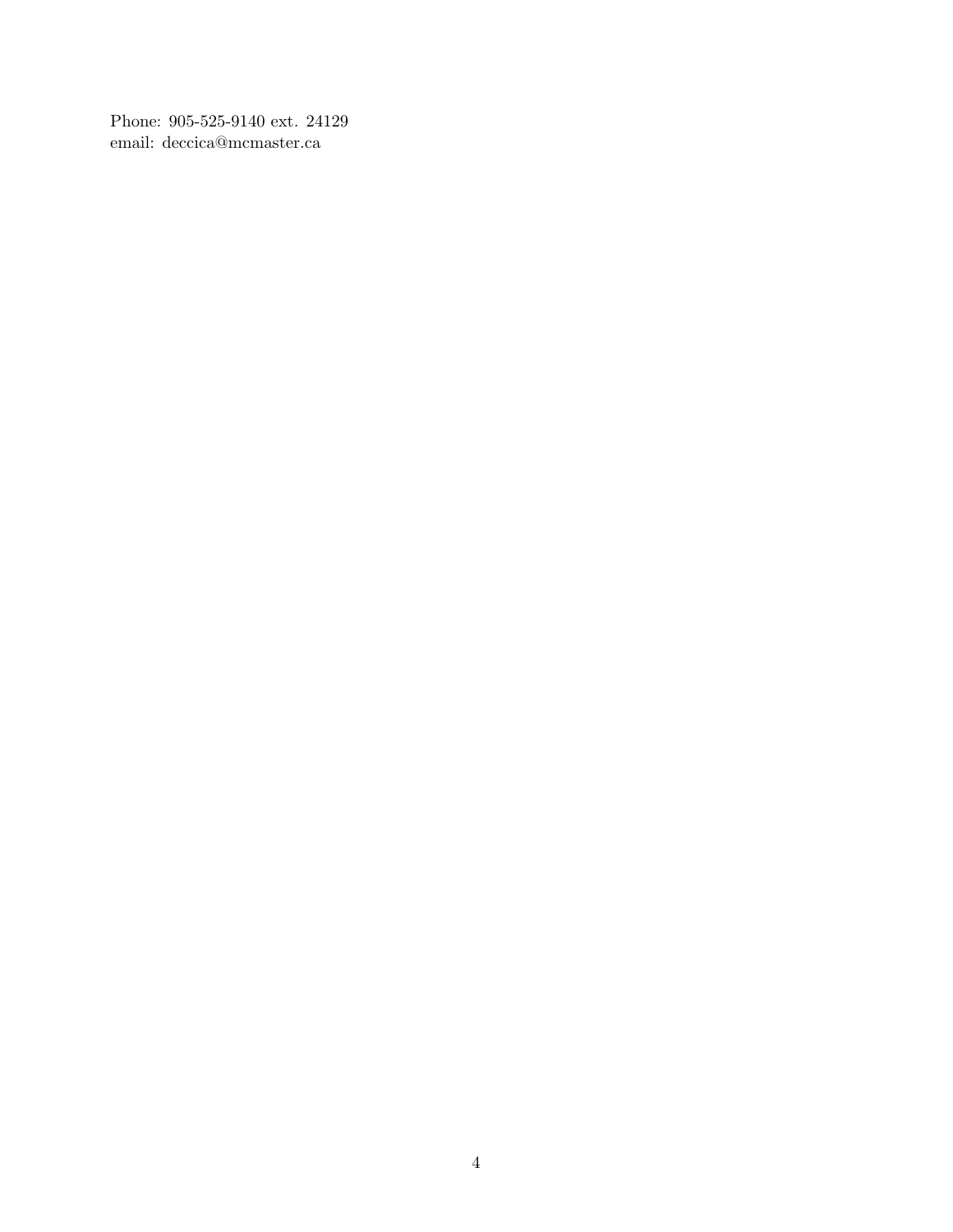Phone: 905-525-9140 ext. 24129
email: deccica@mcmaster.ca